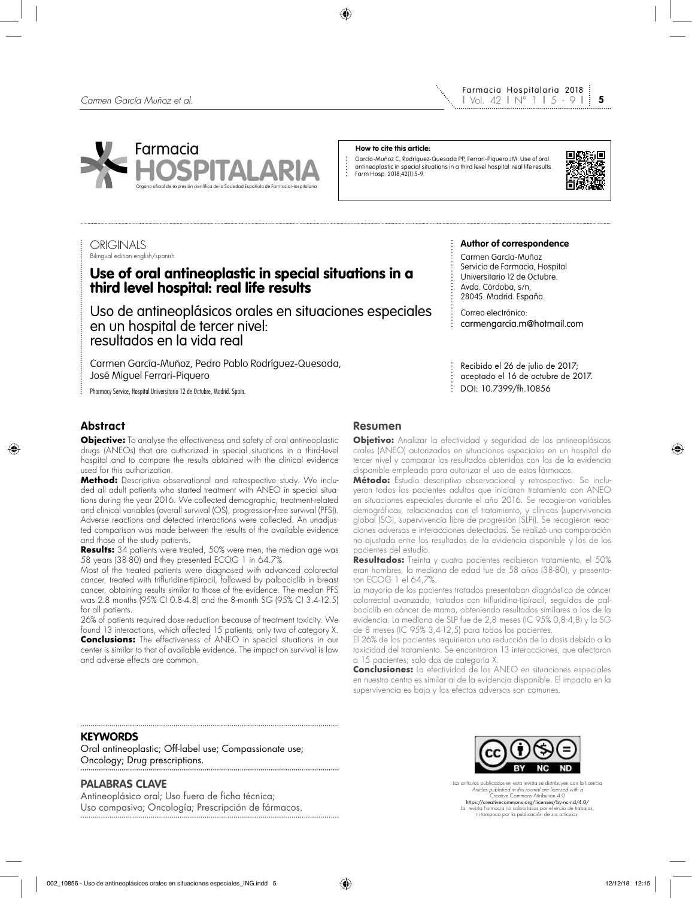**How to cite this article:**

García-Muñoz C, Rodríguez-Quesada PP, Ferrari-Piquero JM. Use of oral antineoplastic in special situations in a third level hospital: real life results. Farm Hosp. 2018;42(1):5-9.

ORIGINALS

Bilingual edition english/spanish

# Use of oral antineoplastic in special situations in a third level hospital: real life results

## Uso de antineoplásicos orales en situaciones especiales en un hospital de tercer nivel: resultados en la vida real

Carmen García-Muñoz, Pedro Pablo Rodríguez-Quesada, José Miguel Ferrari-Piquero

Pharmacy Service, Hospital Universitario 12 de Octubre, Madrid. Spain.

**Author of correspondence**

Carmen García-Muñoz
Servicio de Farmacia, Hospital Universitario 12 de Octubre.
Avda. Córdoba, s/n,
28045. Madrid. España.

Correo electrónico:
carmengarcia.m@hotmail.com

Recibido el 26 de julio de 2017;
aceptado el 16 de octubre de 2017.
DOI: 10.7399/fh.10856

### Abstract

**Objective:** To analyse the effectiveness and safety of oral antineoplastic drugs (ANEOs) that are authorized in special situations in a third-level hospital and to compare the results obtained with the clinical evidence used for this authorization.

**Method:** Descriptive observational and retrospective study. We included all adult patients who started treatment with ANEO in special situations during the year 2016. We collected demographic, treatment-related and clinical variables (overall survival (OS), progression-free survival (PFS)). Adverse reactions and detected interactions were collected. An unadjusted comparison was made between the results of the available evidence and those of the study patients.

**Results:** 34 patients were treated, 50% were men, the median age was 58 years (38-80) and they presented ECOG 1 in 64.7%.

Most of the treated patients were diagnosed with advanced colorectal cancer, treated with trifluridine-tipiracil, followed by palbociclib in breast cancer, obtaining results similar to those of the evidence. The median PFS was 2.8 months (95% CI 0.8-4.8) and the 8-month SG (95% CI 3.4-12.5) for all patients.

26% of patients required dose reduction because of treatment toxicity. We found 13 interactions, which affected 15 patients, only two of category X.

**Conclusions:** The effectiveness of ANEO in special situations in our center is similar to that of available evidence. The impact on survival is low and adverse effects are common.

### Resumen

**Objetivo:** Analizar la efectividad y seguridad de los antineoplásicos orales (ANEO) autorizados en situaciones especiales en un hospital de tercer nivel y comparar los resultados obtenidos con los de la evidencia disponible empleada para autorizar el uso de estos fármacos.

**Método:** Estudio descriptivo observacional y retrospectivo. Se incluyeron todos los pacientes adultos que iniciaron tratamiento con ANEO en situaciones especiales durante el año 2016. Se recogieron variables demográficas, relacionadas con el tratamiento, y clínicas (supervivencia global (SG), supervivencia libre de progresión (SLP)). Se recogieron reacciones adversas e interacciones detectadas. Se realizó una comparación no ajustada entre los resultados de la evidencia disponible y los de los pacientes del estudio.

**Resultados:** Treinta y cuatro pacientes recibieron tratamiento, el 50% eran hombres, la mediana de edad fue de 58 años (38-80), y presentaron ECOG 1 el 64,7%.

La mayoría de los pacientes tratados presentaban diagnóstico de cáncer colorrectal avanzado, tratados con trifluridina-tipiracil, seguidos de palbociclib en cáncer de mama, obteniendo resultados similares a los de la evidencia. La mediana de SLP fue de 2,8 meses (IC 95% 0,8-4,8) y la SG de 8 meses (IC 95% 3,4-12,5) para todos los pacientes.

El 26% de los pacientes requirieron una reducción de la dosis debido a la toxicidad del tratamiento. Se encontraron 13 interacciones, que afectaron a 15 pacientes; solo dos de categoría X.

**Conclusiones:** La efectividad de los ANEO en situaciones especiales en nuestro centro es similar al de la evidencia disponible. El impacto en la supervivencia es bajo y los efectos adversos son comunes.

**KEYWORDS**

Oral antineoplastic; Off-label use; Compassionate use; Oncology; Drug prescriptions.

**PALABRAS CLAVE**

Antineoplásico oral; Uso fuera de ficha técnica; Uso compasivo; Oncología; Prescripción de fármacos.

Los artículos publicados en esta revista se distribuyen con la licencia
*Articles published in this journal are licensed with a*
Creative Commons Attribution 4.0
https://creativecommons.org/licenses/by-nc-nd/4.0/
La revista Farmacia no cobra tasas por el envío de trabajos, ni tampoco por la publicación de sus artículos.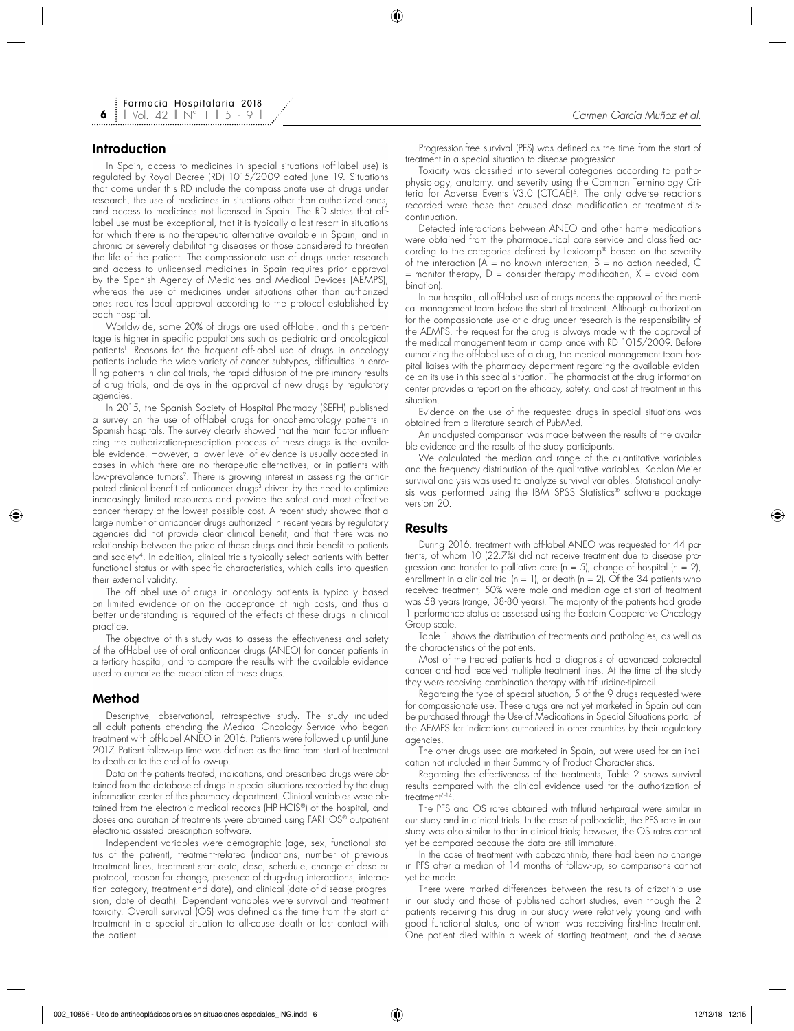## Introduction

In Spain, access to medicines in special situations (off-label use) is regulated by Royal Decree (RD) 1015/2009 dated June 19. Situations that come under this RD include the compassionate use of drugs under research, the use of medicines in situations other than authorized ones, and access to medicines not licensed in Spain. The RD states that off-label use must be exceptional, that it is typically a last resort in situations for which there is no therapeutic alternative available in Spain, and in chronic or severely debilitating diseases or those considered to threaten the life of the patient. The compassionate use of drugs under research and access to unlicensed medicines in Spain requires prior approval by the Spanish Agency of Medicines and Medical Devices (AEMPS), whereas the use of medicines under situations other than authorized ones requires local approval according to the protocol established by each hospital.

Worldwide, some 20% of drugs are used off-label, and this percentage is higher in specific populations such as pediatric and oncological patients[1]. Reasons for the frequent off-label use of drugs in oncology patients include the wide variety of cancer subtypes, difficulties in enrolling patients in clinical trials, the rapid diffusion of the preliminary results of drug trials, and delays in the approval of new drugs by regulatory agencies.

In 2015, the Spanish Society of Hospital Pharmacy (SEFH) published a survey on the use of off-label drugs for oncohematology patients in Spanish hospitals. The survey clearly showed that the main factor influencing the authorization-prescription process of these drugs is the available evidence. However, a lower level of evidence is usually accepted in cases in which there are no therapeutic alternatives, or in patients with low-prevalence tumors[2]. There is growing interest in assessing the anticipated clinical benefit of anticancer drugs[3] driven by the need to optimize increasingly limited resources and provide the safest and most effective cancer therapy at the lowest possible cost. A recent study showed that a large number of anticancer drugs authorized in recent years by regulatory agencies did not provide clear clinical benefit, and that there was no relationship between the price of these drugs and their benefit to patients and society[4]. In addition, clinical trials typically select patients with better functional status or with specific characteristics, which calls into question their external validity.

The off-label use of drugs in oncology patients is typically based on limited evidence or on the acceptance of high costs, and thus a better understanding is required of the effects of these drugs in clinical practice.

The objective of this study was to assess the effectiveness and safety of the off-label use of oral anticancer drugs (ANEO) for cancer patients in a tertiary hospital, and to compare the results with the available evidence used to authorize the prescription of these drugs.

## Method

Descriptive, observational, retrospective study. The study included all adult patients attending the Medical Oncology Service who began treatment with off-label ANEO in 2016. Patients were followed up until June 2017. Patient follow-up time was defined as the time from start of treatment to death or to the end of follow-up.

Data on the patients treated, indications, and prescribed drugs were obtained from the database of drugs in special situations recorded by the drug information center of the pharmacy department. Clinical variables were obtained from the electronic medical records (HP-HCIS®) of the hospital, and doses and duration of treatments were obtained using FARHOS® outpatient electronic assisted prescription software.

Independent variables were demographic (age, sex, functional status of the patient), treatment-related (indications, number of previous treatment lines, treatment start date, dose, schedule, change of dose or protocol, reason for change, presence of drug-drug interactions, interaction category, treatment end date), and clinical (date of disease progression, date of death). Dependent variables were survival and treatment toxicity. Overall survival (OS) was defined as the time from the start of treatment in a special situation to all-cause death or last contact with the patient.

Progression-free survival (PFS) was defined as the time from the start of treatment in a special situation to disease progression.

Toxicity was classified into several categories according to pathophysiology, anatomy, and severity using the Common Terminology Criteria for Adverse Events V3.0 (CTCAE)[5]. The only adverse reactions recorded were those that caused dose modification or treatment discontinuation.

Detected interactions between ANEO and other home medications were obtained from the pharmaceutical care service and classified according to the categories defined by Lexicomp® based on the severity of the interaction (A = no known interaction, B = no action needed, C = monitor therapy, D = consider therapy modification, X = avoid combination).

In our hospital, all off-label use of drugs needs the approval of the medical management team before the start of treatment. Although authorization for the compassionate use of a drug under research is the responsibility of the AEMPS, the request for the drug is always made with the approval of the medical management team in compliance with RD 1015/2009. Before authorizing the off-label use of a drug, the medical management team hospital liaises with the pharmacy department regarding the available evidence on its use in this special situation. The pharmacist at the drug information center provides a report on the efficacy, safety, and cost of treatment in this situation.

Evidence on the use of the requested drugs in special situations was obtained from a literature search of PubMed.

An unadjusted comparison was made between the results of the available evidence and the results of the study participants.

We calculated the median and range of the quantitative variables and the frequency distribution of the qualitative variables. Kaplan-Meier survival analysis was used to analyze survival variables. Statistical analysis was performed using the IBM SPSS Statistics® software package version 20.

## Results

During 2016, treatment with off-label ANEO was requested for 44 patients, of whom 10 (22.7%) did not receive treatment due to disease progression and transfer to palliative care (n = 5), change of hospital (n = 2), enrollment in a clinical trial (n = 1), or death (n = 2). Of the 34 patients who received treatment, 50% were male and median age at start of treatment was 58 years (range, 38-80 years). The majority of the patients had grade 1 performance status as assessed using the Eastern Cooperative Oncology Group scale.

Table 1 shows the distribution of treatments and pathologies, as well as the characteristics of the patients.

Most of the treated patients had a diagnosis of advanced colorectal cancer and had received multiple treatment lines. At the time of the study they were receiving combination therapy with trifluridine-tipiracil.

Regarding the type of special situation, 5 of the 9 drugs requested were for compassionate use. These drugs are not yet marketed in Spain but can be purchased through the Use of Medications in Special Situations portal of the AEMPS for indications authorized in other countries by their regulatory agencies.

The other drugs used are marketed in Spain, but were used for an indication not included in their Summary of Product Characteristics.

Regarding the effectiveness of the treatments, Table 2 shows survival results compared with the clinical evidence used for the authorization of treatment[6-14].

The PFS and OS rates obtained with trifluridine-tipiracil were similar in our study and in clinical trials. In the case of palbociclib, the PFS rate in our study was also similar to that in clinical trials; however, the OS rates cannot yet be compared because the data are still immature.

In the case of treatment with cabozantinib, there had been no change in PFS after a median of 14 months of follow-up, so comparisons cannot yet be made.

There were marked differences between the results of crizotinib use in our study and those of published cohort studies, even though the 2 patients receiving this drug in our study were relatively young and with good functional status, one of whom was receiving first-line treatment. One patient died within a week of starting treatment, and the disease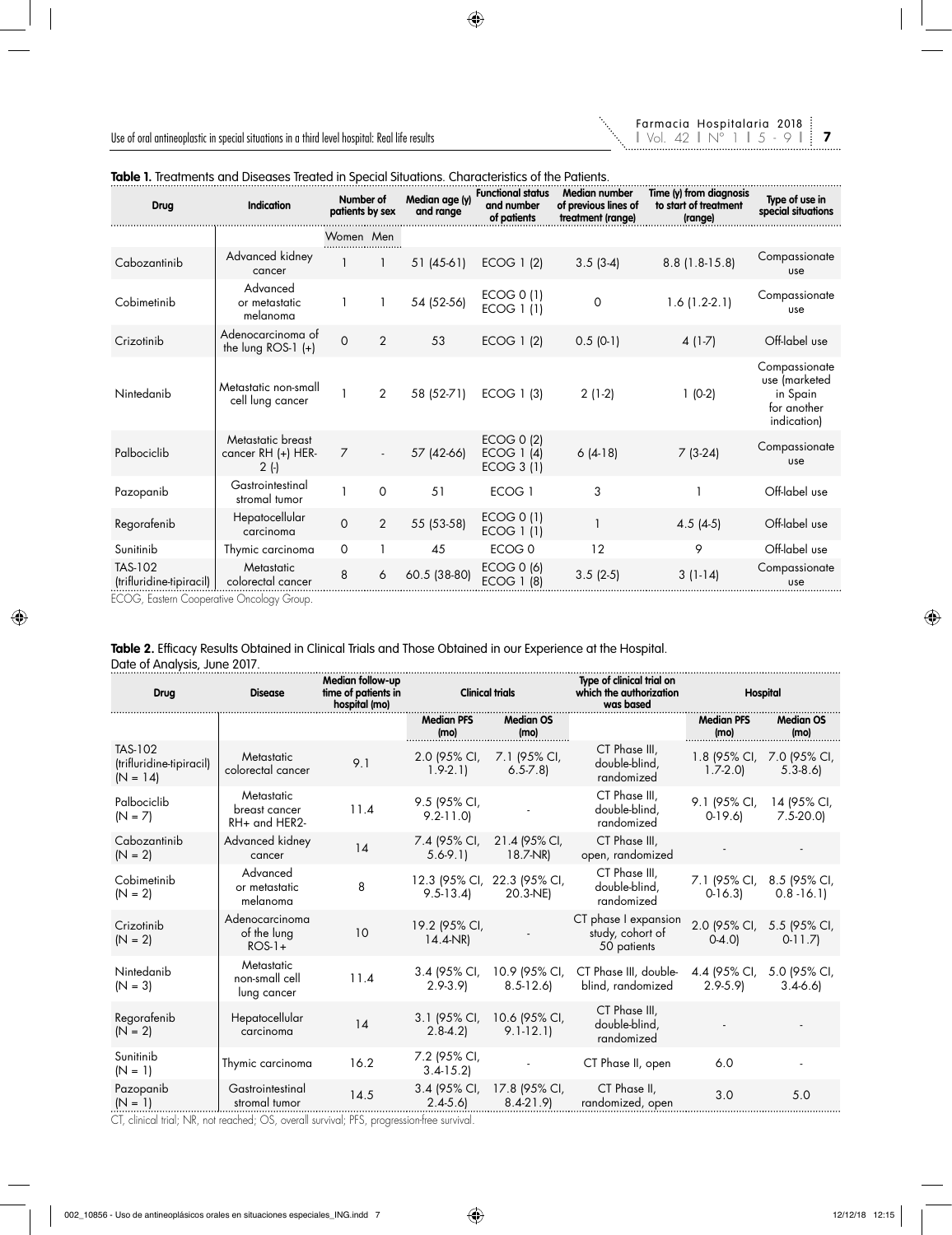**Table 1.** Treatments and Diseases Treated in Special Situations. Characteristics of the Patients.

| Drug | Indication | Number of patients by sex | | Median age (y) and range | Functional status and number of patients | Median number of previous lines of treatment (range) | Time (y) from diagnosis to start of treatment (range) | Type of use in special situations |
|---|---|---|---|---|---|---|---|---|
| | | Women | Men | | | | | |
| Cabozantinib | Advanced kidney cancer | 1 | 1 | 51 (45-61) | ECOG 1 (2) | 3.5 (3-4) | 8.8 (1.8-15.8) | Compassionate use |
| Cobimetinib | Advanced or metastatic melanoma | 1 | 1 | 54 (52-56) | ECOG 0 (1) ECOG 1 (1) | 0 | 1.6 (1.2-2.1) | Compassionate use |
| Crizotinib | Adenocarcinoma of the lung ROS-1 (+) | 0 | 2 | 53 | ECOG 1 (2) | 0.5 (0-1) | 4 (1-7) | Off-label use |
| Nintedanib | Metastatic non-small cell lung cancer | 1 | 2 | 58 (52-71) | ECOG 1 (3) | 2 (1-2) | 1 (0-2) | Compassionate use (marketed in Spain for another indication) |
| Palbociclib | Metastatic breast cancer RH (+) HER-2 (-) | 7 | - | 57 (42-66) | ECOG 0 (2) ECOG 1 (4) ECOG 3 (1) | 6 (4-18) | 7 (3-24) | Compassionate use |
| Pazopanib | Gastrointestinal stromal tumor | 1 | 0 | 51 | ECOG 1 | 3 | 1 | Off-label use |
| Regorafenib | Hepatocellular carcinoma | 0 | 2 | 55 (53-58) | ECOG 0 (1) ECOG 1 (1) | 1 | 4.5 (4-5) | Off-label use |
| Sunitinib | Thymic carcinoma | 0 | 1 | 45 | ECOG 0 | 12 | 9 | Off-label use |
| TAS-102 (trifluridine-tipiracil) | Metastatic colorectal cancer | 8 | 6 | 60.5 (38-80) | ECOG 0 (6) ECOG 1 (8) | 3.5 (2-5) | 3 (1-14) | Compassionate use |

ECOG, Eastern Cooperative Oncology Group.

**Table 2.** Efficacy Results Obtained in Clinical Trials and Those Obtained in our Experience at the Hospital. Date of Analysis, June 2017.

| Drug | Disease | Median follow-up time of patients in hospital (mo) | Clinical trials | | Type of clinical trial on which the authorization was based | Hospital | |
|---|---|---|---|---|---|---|---|
| | | | Median PFS (mo) | Median OS (mo) | | Median PFS (mo) | Median OS (mo) |
| TAS-102 (trifluridine-tipiracil) (N = 14) | Metastatic colorectal cancer | 9.1 | 2.0 (95% CI, 1.9-2.1) | 7.1 (95% CI, 6.5-7.8) | CT Phase III, double-blind, randomized | 1.8 (95% CI, 1.7-2.0) | 7.0 (95% CI, 5.3-8.6) |
| Palbociclib (N = 7) | Metastatic breast cancer RH+ and HER2- | 11.4 | 9.5 (95% CI, 9.2-11.0) | - | CT Phase III, double-blind, randomized | 9.1 (95% CI, 0-19.6) | 14 (95% CI, 7.5-20.0) |
| Cabozantinib (N = 2) | Advanced kidney cancer | 14 | 7.4 (95% CI, 5.6-9.1) | 21.4 (95% CI, 18.7-NR) | CT Phase III, open, randomized | - | - |
| Cobimetinib (N = 2) | Advanced or metastatic melanoma | 8 | 12.3 (95% CI, 9.5-13.4) | 22.3 (95% CI, 20.3-NE) | CT Phase III, double-blind, randomized | 7.1 (95% CI, 0-16.3) | 8.5 (95% CI, 0.8 -16.1) |
| Crizotinib (N = 2) | Adenocarcinoma of the lung ROS-1+ | 10 | 19.2 (95% CI, 14.4-NR) | - | CT phase I expansion study, cohort of 50 patients | 2.0 (95% CI, 0-4.0) | 5.5 (95% CI, 0-11.7) |
| Nintedanib (N = 3) | Metastatic non-small cell lung cancer | 11.4 | 3.4 (95% CI, 2.9-3.9) | 10.9 (95% CI, 8.5-12.6) | CT Phase III, double-blind, randomized | 4.4 (95% CI, 2.9-5.9) | 5.0 (95% CI, 3.4-6.6) |
| Regorafenib (N = 2) | Hepatocellular carcinoma | 14 | 3.1 (95% CI, 2.8-4.2) | 10.6 (95% CI, 9.1-12.1) | CT Phase III, double-blind, randomized | - | - |
| Sunitinib (N = 1) | Thymic carcinoma | 16.2 | 7.2 (95% CI, 3.4-15.2) | - | CT Phase II, open | 6.0 | - |
| Pazopanib (N = 1) | Gastrointestinal stromal tumor | 14.5 | 3.4 (95% CI, 2.4-5.6) | 17.8 (95% CI, 8.4-21.9) | CT Phase II, randomized, open | 3.0 | 5.0 |

CT, clinical trial; NR, not reached; OS, overall survival; PFS, progression-free survival.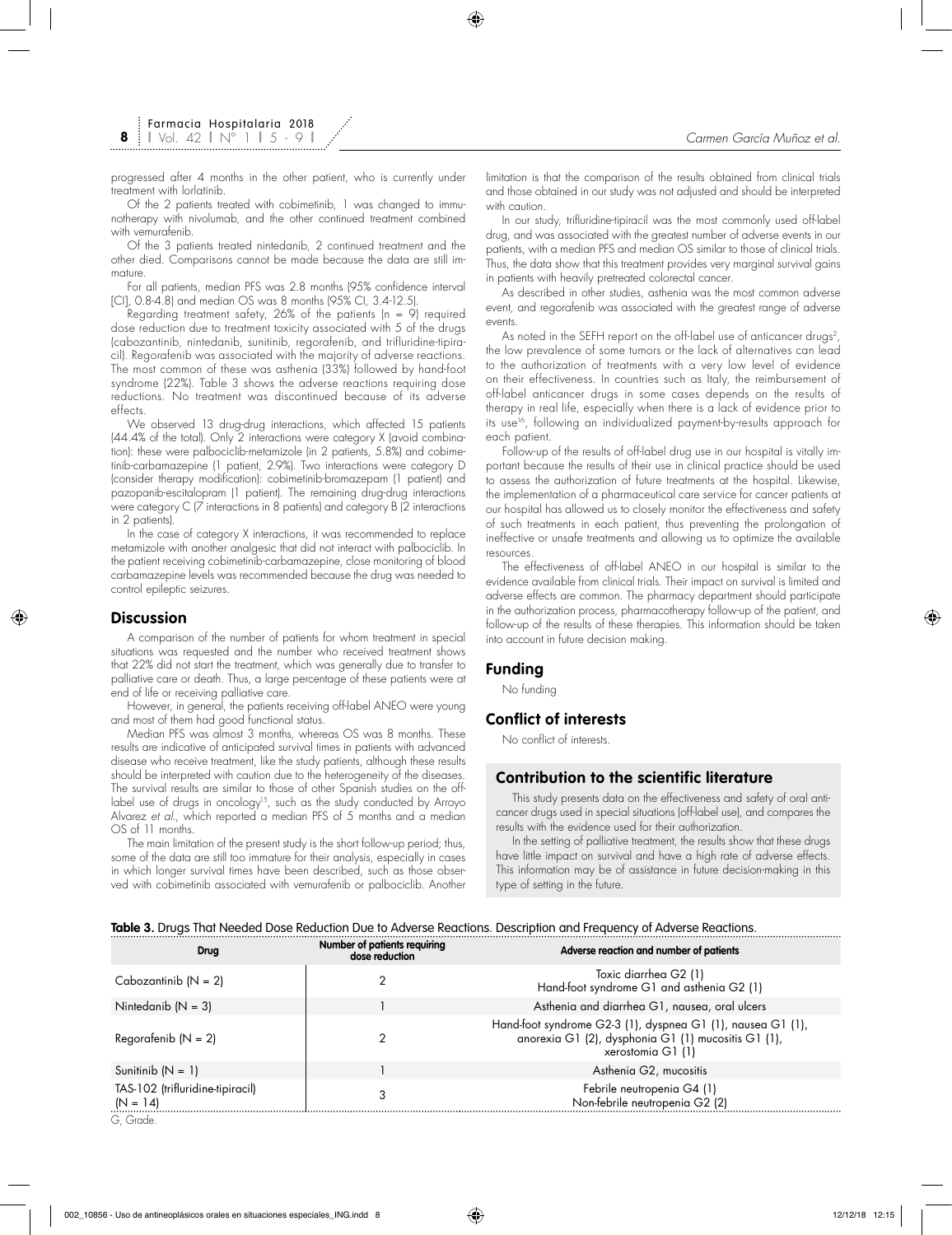progressed after 4 months in the other patient, who is currently under treatment with lorlatinib.

Of the 2 patients treated with cobimetinib, 1 was changed to immunotherapy with nivolumab, and the other continued treatment combined with vemurafenib.

Of the 3 patients treated nintedanib, 2 continued treatment and the other died. Comparisons cannot be made because the data are still immature.

For all patients, median PFS was 2.8 months (95% confidence interval [CI], 0.8-4.8) and median OS was 8 months (95% CI, 3.4-12.5).

Regarding treatment safety, 26% of the patients (n = 9) required dose reduction due to treatment toxicity associated with 5 of the drugs (cabozantinib, nintedanib, sunitinib, regorafenib, and trifluridine-tipiracil). Regorafenib was associated with the majority of adverse reactions. The most common of these was asthenia (33%) followed by hand-foot syndrome (22%). Table 3 shows the adverse reactions requiring dose reductions. No treatment was discontinued because of its adverse effects.

We observed 13 drug-drug interactions, which affected 15 patients (44.4% of the total). Only 2 interactions were category X (avoid combination): these were palbociclib-metamizole (in 2 patients, 5.8%) and cobimetinib-carbamazepine (1 patient, 2.9%). Two interactions were category D (consider therapy modification): cobimetinib-bromazepam (1 patient) and pazopanib-escitalopram (1 patient). The remaining drug-drug interactions were category C (7 interactions in 8 patients) and category B (2 interactions in 2 patients).

In the case of category X interactions, it was recommended to replace metamizole with another analgesic that did not interact with palbociclib. In the patient receiving cobimetinib-carbamazepine, close monitoring of blood carbamazepine levels was recommended because the drug was needed to control epileptic seizures.

## Discussion

A comparison of the number of patients for whom treatment in special situations was requested and the number who received treatment shows that 22% did not start the treatment, which was generally due to transfer to palliative care or death. Thus, a large percentage of these patients were at end of life or receiving palliative care.

However, in general, the patients receiving off-label ANEO were young and most of them had good functional status.

Median PFS was almost 3 months, whereas OS was 8 months. These results are indicative of anticipated survival times in patients with advanced disease who receive treatment, like the study patients, although these results should be interpreted with caution due to the heterogeneity of the diseases. The survival results are similar to those of other Spanish studies on the off-label use of drugs in oncology[15], such as the study conducted by Arroyo Alvarez *et al.*, which reported a median PFS of 5 months and a median OS of 11 months.

The main limitation of the present study is the short follow-up period; thus, some of the data are still too immature for their analysis, especially in cases in which longer survival times have been described, such as those observed with cobimetinib associated with vemurafenib or palbociclib. Another limitation is that the comparison of the results obtained from clinical trials and those obtained in our study was not adjusted and should be interpreted with caution.

In our study, trifluridine-tipiracil was the most commonly used off-label drug, and was associated with the greatest number of adverse events in our patients, with a median PFS and median OS similar to those of clinical trials. Thus, the data show that this treatment provides very marginal survival gains in patients with heavily pretreated colorectal cancer.

As described in other studies, asthenia was the most common adverse event, and regorafenib was associated with the greatest range of adverse events.

As noted in the SEFH report on the off-label use of anticancer drugs[2], the low prevalence of some tumors or the lack of alternatives can lead to the authorization of treatments with a very low level of evidence on their effectiveness. In countries such as Italy, the reimbursement of off-label anticancer drugs in some cases depends on the results of therapy in real life, especially when there is a lack of evidence prior to its use[16], following an individualized payment-by-results approach for each patient.

Follow-up of the results of off-label drug use in our hospital is vitally important because the results of their use in clinical practice should be used to assess the authorization of future treatments at the hospital. Likewise, the implementation of a pharmaceutical care service for cancer patients at our hospital has allowed us to closely monitor the effectiveness and safety of such treatments in each patient, thus preventing the prolongation of ineffective or unsafe treatments and allowing us to optimize the available resources.

The effectiveness of off-label ANEO in our hospital is similar to the evidence available from clinical trials. Their impact on survival is limited and adverse effects are common. The pharmacy department should participate in the authorization process, pharmacotherapy follow-up of the patient, and follow-up of the results of these therapies. This information should be taken into account in future decision making.

## Funding

No funding

## Conflict of interests

No conflict of interests.

## Contribution to the scientific literature

This study presents data on the effectiveness and safety of oral anticancer drugs used in special situations (off-label use), and compares the results with the evidence used for their authorization.

In the setting of palliative treatment, the results show that these drugs have little impact on survival and have a high rate of adverse effects. This information may be of assistance in future decision-making in this type of setting in the future.

**Table 3.** Drugs That Needed Dose Reduction Due to Adverse Reactions. Description and Frequency of Adverse Reactions.

| Drug | Number of patients requiring dose reduction | Adverse reaction and number of patients |
|---|---|---|
| Cabozantinib (N = 2) | 2 | Toxic diarrhea G2 (1)<br>Hand-foot syndrome G1 and asthenia G2 (1) |
| Nintedanib (N = 3) | 1 | Asthenia and diarrhea G1, nausea, oral ulcers |
| Regorafenib (N = 2) | 2 | Hand-foot syndrome G2-3 (1), dyspnea G1 (1), nausea G1 (1), anorexia G1 (2), dysphonia G1 (1) mucositis G1 (1), xerostomia G1 (1) |
| Sunitinib (N = 1) | 1 | Asthenia G2, mucositis |
| TAS-102 (trifluridine-tipiracil) (N = 14) | 3 | Febrile neutropenia G4 (1)<br>Non-febrile neutropenia G2 (2) |

G, Grade.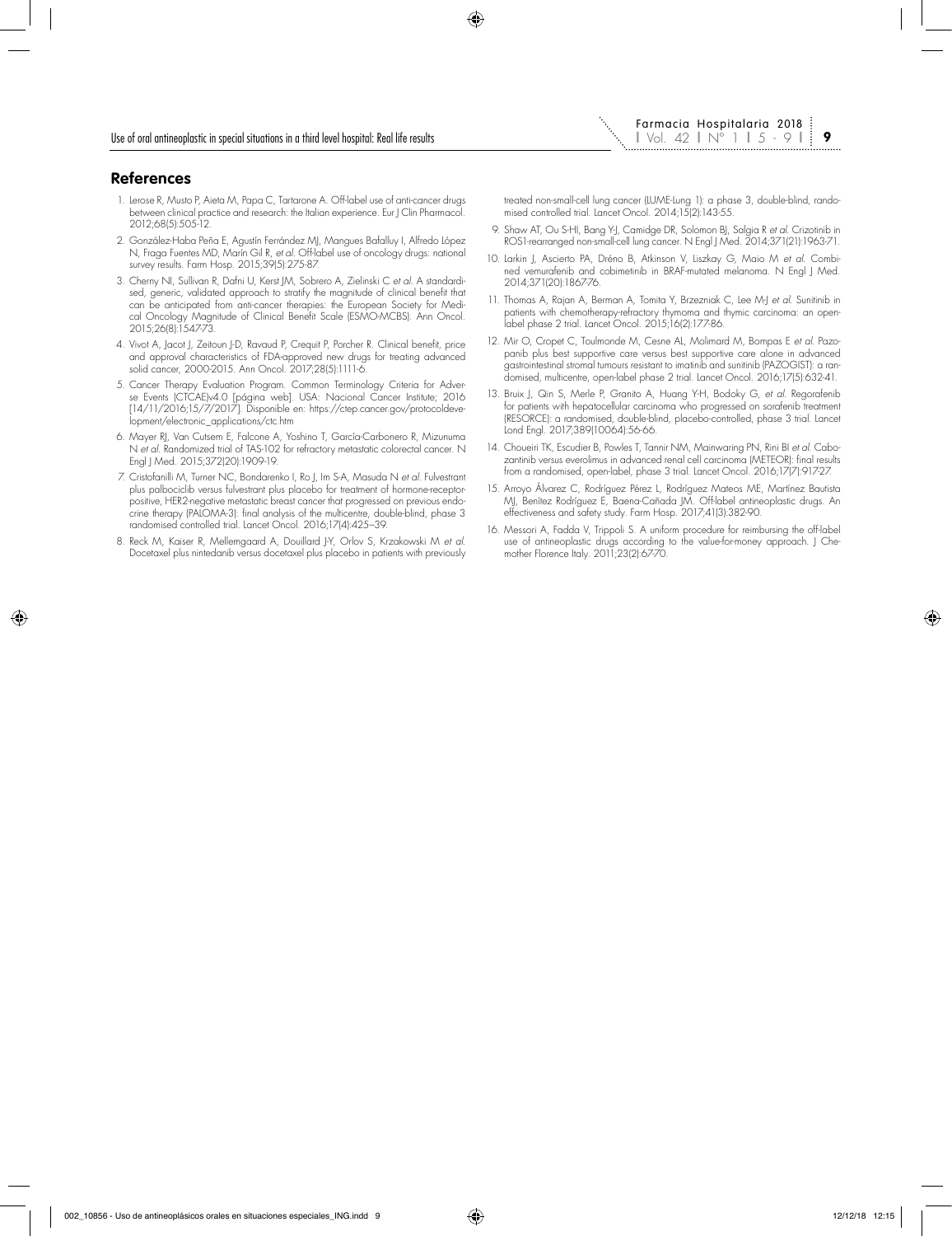## References

1. Lerose R, Musto P, Aieta M, Papa C, Tartarone A. Off-label use of anti-cancer drugs between clinical practice and research: the Italian experience. Eur J Clin Pharmacol. 2012;68(5):505-12.
2. González-Haba Peña E, Agustín Ferrández MJ, Mangues Bafalluy I, Alfredo López N, Fraga Fuentes MD, Marín Gil R, *et al.* Off-label use of oncology drugs: national survey results. Farm Hosp. 2015;39(5):275-87.
3. Cherny NI, Sullivan R, Dafni U, Kerst JM, Sobrero A, Zielinski C *et al.* A standardised, generic, validated approach to stratify the magnitude of clinical benefit that can be anticipated from anti-cancer therapies: the European Society for Medical Oncology Magnitude of Clinical Benefit Scale (ESMO-MCBS). Ann Oncol. 2015;26(8):1547-73.
4. Vivot A, Jacot J, Zeitoun J-D, Ravaud P, Crequit P, Porcher R. Clinical benefit, price and approval characteristics of FDA-approved new drugs for treating advanced solid cancer, 2000-2015. Ann Oncol. 2017;28(5):1111-6.
5. Cancer Therapy Evaluation Program. Common Terminology Criteria for Adverse Events (CTCAE)v4.0 [página web]. USA: Nacional Cancer Institute; 2016 [14/11/2016;15/7/2017]. Disponible en: https://ctep.cancer.gov/protocoldevelopment/electronic_applications/ctc.htm
6. Mayer RJ, Van Cutsem E, Falcone A, Yoshino T, Garcia-Carbonero R, Mizunuma N *et al.* Randomized trial of TAS-102 for refractory metastatic colorectal cancer. N Engl J Med. 2015;372(20):1909-19.
7. Cristofanilli M, Turner NC, Bondarenko I, Ro J, Im S-A, Masuda N *et al.* Fulvestrant plus palbociclib versus fulvestrant plus placebo for treatment of hormone-receptor-positive, HER2-negative metastatic breast cancer that progressed on previous endocrine therapy (PALOMA-3): final analysis of the multicentre, double-blind, phase 3 randomised controlled trial. Lancet Oncol. 2016;17(4):425–39.
8. Reck M, Kaiser R, Mellemgaard A, Douillard J-Y, Orlov S, Krzakowski M *et al.* Docetaxel plus nintedanib versus docetaxel plus placebo in patients with previously treated non-small-cell lung cancer (LUME-Lung 1): a phase 3, double-blind, randomised controlled trial. Lancet Oncol. 2014;15(2):143-55.
9. Shaw AT, Ou S-HI, Bang Y-J, Camidge DR, Solomon BJ, Salgia R *et al.* Crizotinib in ROS1-rearranged non-small-cell lung cancer. N Engl J Med. 2014;371(21):1963-71.
10. Larkin J, Ascierto PA, Dréno B, Atkinson V, Liszkay G, Maio M *et al.* Combined vemurafenib and cobimetinib in BRAF-mutated melanoma. N Engl J Med. 2014;371(20):1867-76.
11. Thomas A, Rajan A, Berman A, Tomita Y, Brzezniak C, Lee M-J *et al.* Sunitinib in patients with chemotherapy-refractory thymoma and thymic carcinoma: an open-label phase 2 trial. Lancet Oncol. 2015;16(2):177-86.
12. Mir O, Cropet C, Toulmonde M, Cesne AL, Molimard M, Bompas E *et al.* Pazopanib plus best supportive care versus best supportive care alone in advanced gastrointestinal stromal tumours resistant to imatinib and sunitinib (PAZOGIST): a randomised, multicentre, open-label phase 2 trial. Lancet Oncol. 2016;17(5):632-41.
13. Bruix J, Qin S, Merle P, Granito A, Huang Y-H, Bodoky G, *et al.* Regorafenib for patients with hepatocellular carcinoma who progressed on sorafenib treatment (RESORCE): a randomised, double-blind, placebo-controlled, phase 3 trial. Lancet Lond Engl. 2017;389(10064):56-66.
14. Choueiri TK, Escudier B, Powles T, Tannir NM, Mainwaring PN, Rini BI *et al.* Cabozantinib versus everolimus in advanced renal cell carcinoma (METEOR): final results from a randomised, open-label, phase 3 trial. Lancet Oncol. 2016;17(7):917-27.
15. Arroyo Álvarez C, Rodríguez Pérez L, Rodríguez Mateos ME, Martínez Bautista MJ, Benítez Rodríguez E, Baena-Cañada JM. Off-label antineoplastic drugs. An effectiveness and safety study. Farm Hosp. 2017;41(3):382-90.
16. Messori A, Fadda V, Trippoli S. A uniform procedure for reimbursing the off-label use of antineoplastic drugs according to the value-for-money approach. J Chemother Florence Italy. 2011;23(2):67-70.